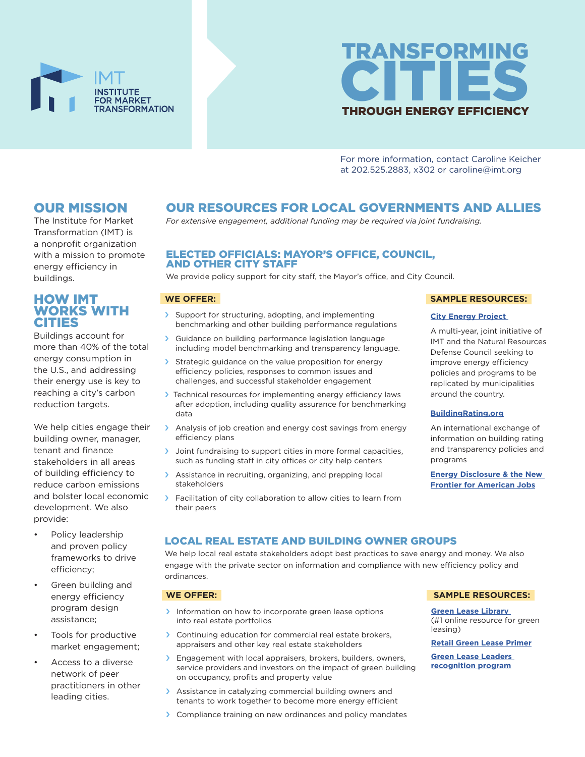IMT
INSTITUTE FOR MARKET TRANSFORMATION

# TRANSFORMING CITIES THROUGH ENERGY EFFICIENCY

For more information, contact Caroline Keicher at 202.525.2883, x302 or caroline@imt.org

## OUR MISSION

The Institute for Market Transformation (IMT) is a nonprofit organization with a mission to promote energy efficiency in buildings.

## HOW IMT WORKS WITH CITIES

Buildings account for more than 40% of the total energy consumption in the U.S., and addressing their energy use is key to reaching a city's carbon reduction targets.

We help cities engage their building owner, manager, tenant and finance stakeholders in all areas of building efficiency to reduce carbon emissions and bolster local economic development. We also provide:

- Policy leadership and proven policy frameworks to drive efficiency;
- Green building and energy efficiency program design assistance;
- Tools for productive market engagement;
- Access to a diverse network of peer practitioners in other leading cities.

## OUR RESOURCES FOR LOCAL GOVERNMENTS AND ALLIES

*For extensive engagement, additional funding may be required via joint fundraising.*

### ELECTED OFFICIALS: MAYOR'S OFFICE, COUNCIL, AND OTHER CITY STAFF

We provide policy support for city staff, the Mayor's office, and City Council.

**WE OFFER:**

- Support for structuring, adopting, and implementing benchmarking and other building performance regulations
- Guidance on building performance legislation language including model benchmarking and transparency language.
- Strategic guidance on the value proposition for energy efficiency policies, responses to common issues and challenges, and successful stakeholder engagement
- Technical resources for implementing energy efficiency laws after adoption, including quality assurance for benchmarking data
- Analysis of job creation and energy cost savings from energy efficiency plans
- Joint fundraising to support cities in more formal capacities, such as funding staff in city offices or city help centers
- Assistance in recruiting, organizing, and prepping local stakeholders
- Facilitation of city collaboration to allow cities to learn from their peers

**SAMPLE RESOURCES:**

**City Energy Project**

A multi-year, joint initiative of IMT and the Natural Resources Defense Council seeking to improve energy efficiency policies and programs to be replicated by municipalities around the country.

**BuildingRating.org**

An international exchange of information on building rating and transparency policies and programs

**Energy Disclosure & the New Frontier for American Jobs**

### LOCAL REAL ESTATE AND BUILDING OWNER GROUPS

We help local real estate stakeholders adopt best practices to save energy and money. We also engage with the private sector on information and compliance with new efficiency policy and ordinances.

**WE OFFER:**

- Information on how to incorporate green lease options into real estate portfolios
- Continuing education for commercial real estate brokers, appraisers and other key real estate stakeholders
- Engagement with local appraisers, brokers, builders, owners, service providers and investors on the impact of green building on occupancy, profits and property value
- Assistance in catalyzing commercial building owners and tenants to work together to become more energy efficient
- Compliance training on new ordinances and policy mandates

**SAMPLE RESOURCES:**

**Green Lease Library** (#1 online resource for green leasing)

**Retail Green Lease Primer**

**Green Lease Leaders recognition program**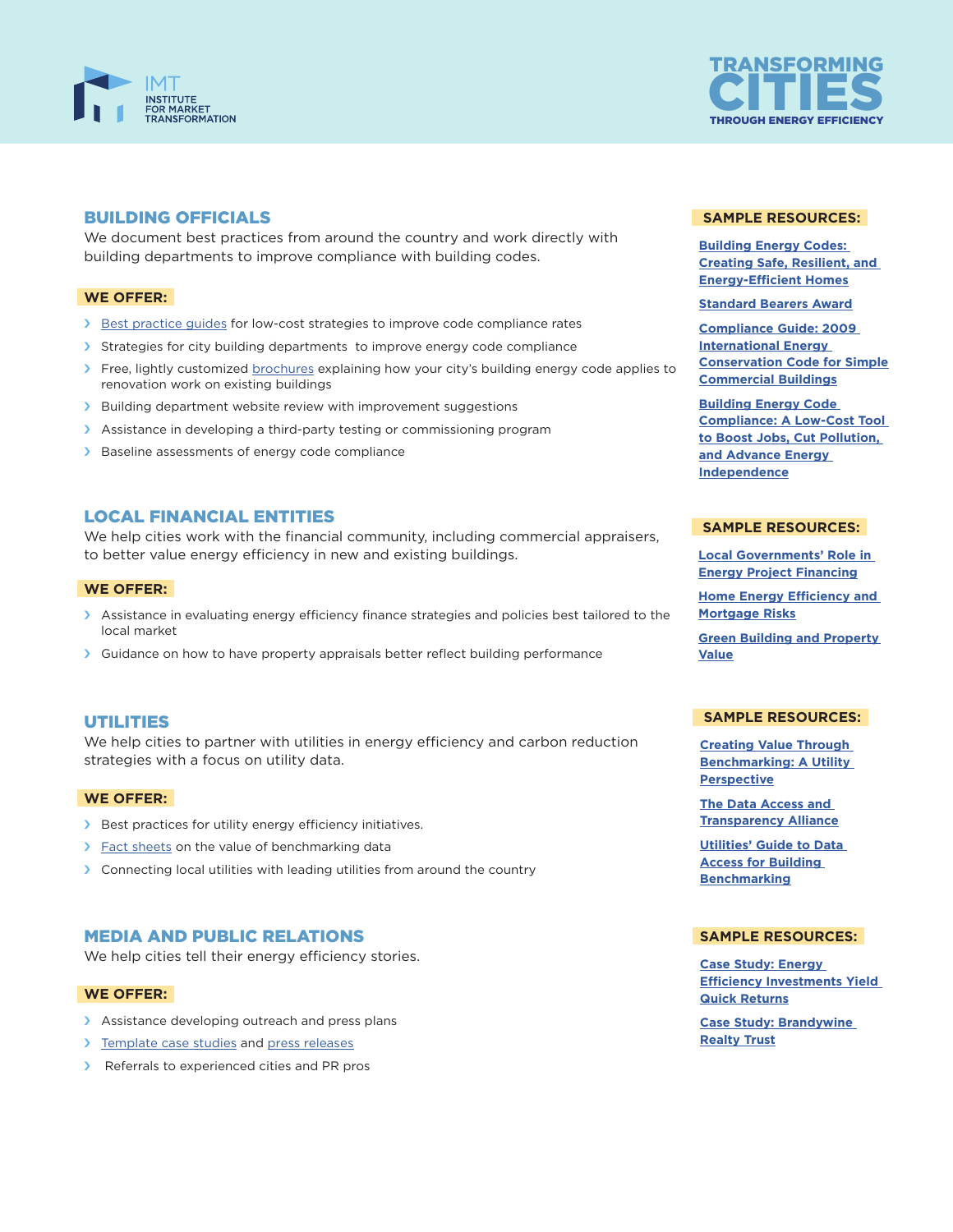IMT INSTITUTE FOR MARKET TRANSFORMATION

TRANSFORMING CITIES THROUGH ENERGY EFFICIENCY

## BUILDING OFFICIALS

We document best practices from around the country and work directly with building departments to improve compliance with building codes.

**WE OFFER:**

- Best practice guides for low-cost strategies to improve code compliance rates
- Strategies for city building departments to improve energy code compliance
- Free, lightly customized brochures explaining how your city's building energy code applies to renovation work on existing buildings
- Building department website review with improvement suggestions
- Assistance in developing a third-party testing or commissioning program
- Baseline assessments of energy code compliance

**SAMPLE RESOURCES:**

- Building Energy Codes: Creating Safe, Resilient, and Energy-Efficient Homes
- Standard Bearers Award
- Compliance Guide: 2009 International Energy Conservation Code for Simple Commercial Buildings
- Building Energy Code Compliance: A Low-Cost Tool to Boost Jobs, Cut Pollution, and Advance Energy Independence

## LOCAL FINANCIAL ENTITIES

We help cities work with the financial community, including commercial appraisers, to better value energy efficiency in new and existing buildings.

**WE OFFER:**

- Assistance in evaluating energy efficiency finance strategies and policies best tailored to the local market
- Guidance on how to have property appraisals better reflect building performance

**SAMPLE RESOURCES:**

- Local Governments' Role in Energy Project Financing
- Home Energy Efficiency and Mortgage Risks
- Green Building and Property Value

## UTILITIES

We help cities to partner with utilities in energy efficiency and carbon reduction strategies with a focus on utility data.

**WE OFFER:**

- Best practices for utility energy efficiency initiatives.
- Fact sheets on the value of benchmarking data
- Connecting local utilities with leading utilities from around the country

**SAMPLE RESOURCES:**

- Creating Value Through Benchmarking: A Utility Perspective
- The Data Access and Transparency Alliance
- Utilities' Guide to Data Access for Building Benchmarking

## MEDIA AND PUBLIC RELATIONS

We help cities tell their energy efficiency stories.

**WE OFFER:**

- Assistance developing outreach and press plans
- Template case studies and press releases
- Referrals to experienced cities and PR pros

**SAMPLE RESOURCES:**

- Case Study: Energy Efficiency Investments Yield Quick Returns
- Case Study: Brandywine Realty Trust